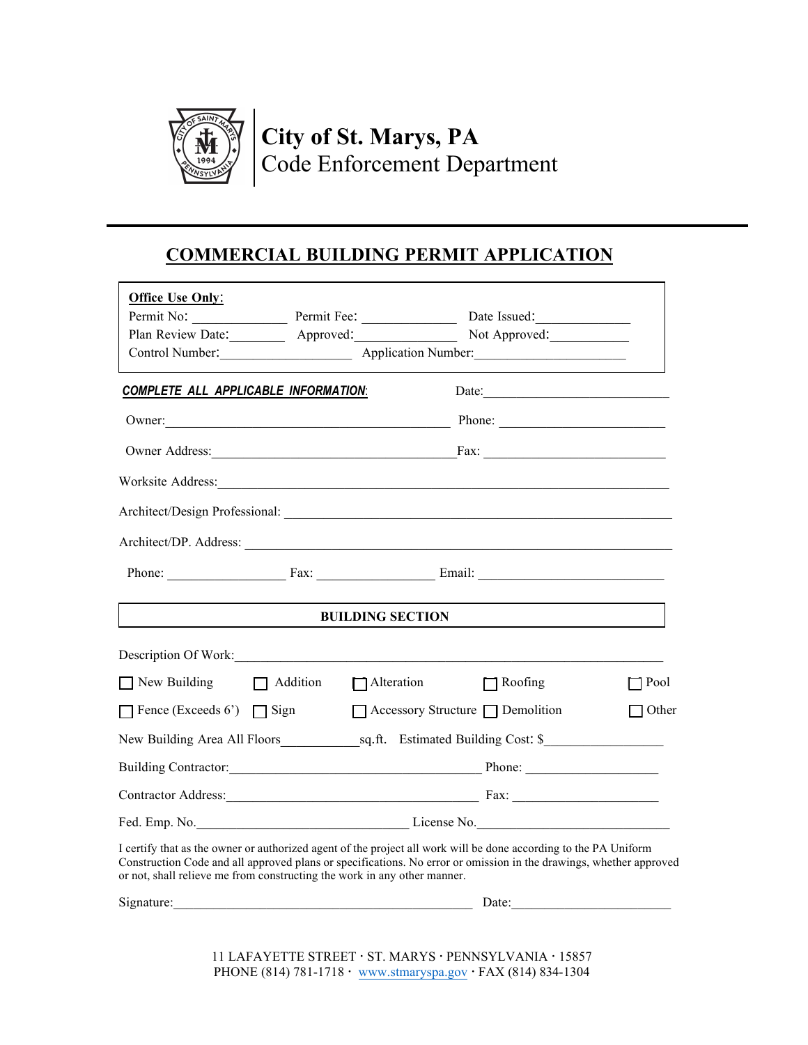# City of St. Marys, PA
## Code Enforcement Department

## COMMERCIAL BUILDING PERMIT APPLICATION

**Office Use Only**:

Permit No: ______________ Permit Fee: ______________ Date Issued: ______________

Plan Review Date: ________ Approved: ______________ Not Approved: ____________

Control Number: ____________________ Application Number: ______________________

***COMPLETE ALL APPLICABLE INFORMATION***: Date: ____________________________

Owner: ____________________________________________ Phone: ________________________

Owner Address: _____________________________________ Fax: ___________________________

Worksite Address: ________________________________________________________________

Architect/Design Professional: ______________________________________________________

Architect/DP. Address: ____________________________________________________________

Phone: _________________ Fax: _________________ Email: ___________________________

**BUILDING SECTION**

Description Of Work: ______________________________________________________________

☐ New Building ☐ Addition ☐ Alteration ☐ Roofing ☐ Pool

☐ Fence (Exceeds 6') ☐ Sign ☐ Accessory Structure ☐ Demolition ☐ Other

New Building Area All Floors____________sq.ft. Estimated Building Cost: $_________________

Building Contractor: ____________________________________ Phone: ___________________

Contractor Address: ____________________________________ Fax: _____________________

Fed. Emp. No. ________________________________ License No. ____________________________

I certify that as the owner or authorized agent of the project all work will be done according to the PA Uniform Construction Code and all approved plans or specifications. No error or omission in the drawings, whether approved or not, shall relieve me from constructing the work in any other manner.

Signature: ____________________________________________ Date: _______________________

11 LAFAYETTE STREET · ST. MARYS · PENNSYLVANIA · 15857
PHONE (814) 781-1718 · www.stmaryspa.gov · FAX (814) 834-1304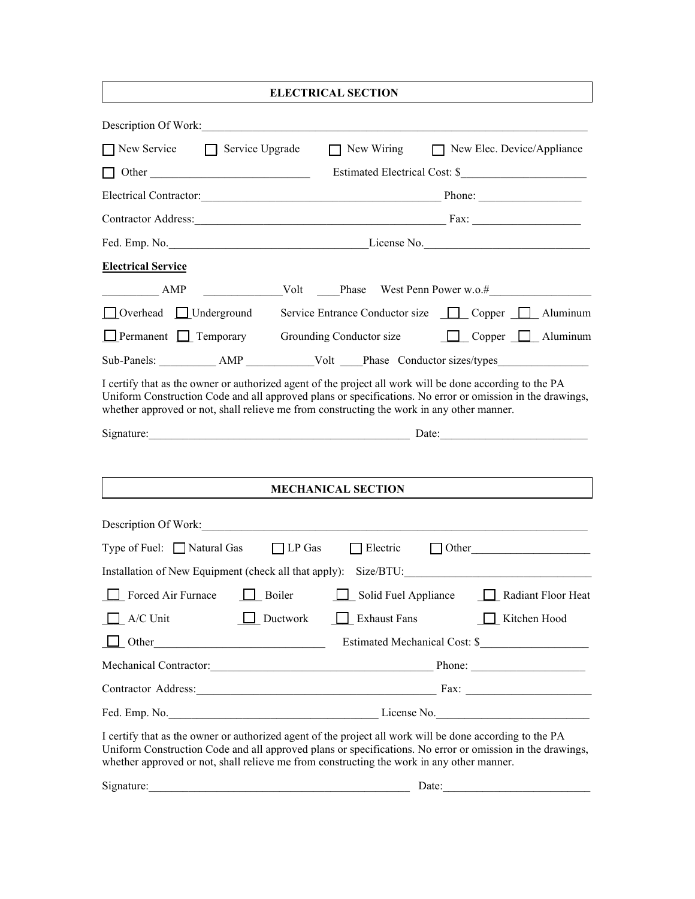## ELECTRICAL SECTION

Description Of Work:_______________________________________________________________

☐ New Service ☐ Service Upgrade ☐ New Wiring ☐ New Elec. Device/Appliance

☐ Other ___________________________ Estimated Electrical Cost: $______________________

Electrical Contractor:__________________________________________ Phone: __________________

Contractor Address:_____________________________________________ Fax: ___________________

Fed. Emp. No.__________________________________License No.____________________________

**Electrical Service**

__________ AMP ______________Volt ____Phase West Penn Power w.o.#__________________

☐ Overhead ☐ Underground Service Entrance Conductor size ☐ Copper ☐ Aluminum

☐ Permanent ☐ Temporary Grounding Conductor size ☐ Copper ☐ Aluminum

Sub-Panels: __________ AMP ____________Volt ____Phase Conductor sizes/types________________

I certify that as the owner or authorized agent of the project all work will be done according to the PA Uniform Construction Code and all approved plans or specifications. No error or omission in the drawings, whether approved or not, shall relieve me from constructing the work in any other manner.

Signature:______________________________________________ Date:_________________________

## MECHANICAL SECTION

Description Of Work:_______________________________________________________________

Type of Fuel: ☐ Natural Gas ☐ LP Gas ☐ Electric ☐ Other____________________

Installation of New Equipment (check all that apply): Size/BTU:_________________________________

☐ Forced Air Furnace ☐ Boiler ☐ Solid Fuel Appliance ☐ Radiant Floor Heat

☐ A/C Unit ☐ Ductwork ☐ Exhaust Fans ☐ Kitchen Hood

☐ Other_____________________________ Estimated Mechanical Cost: $___________________

Mechanical Contractor:_______________________________________ Phone: ____________________

Contractor Address:__________________________________________ Fax: ______________________

Fed. Emp. No.____________________________________ License No.__________________________

I certify that as the owner or authorized agent of the project all work will be done according to the PA Uniform Construction Code and all approved plans or specifications. No error or omission in the drawings, whether approved or not, shall relieve me from constructing the work in any other manner.

Signature:______________________________________________ Date:_________________________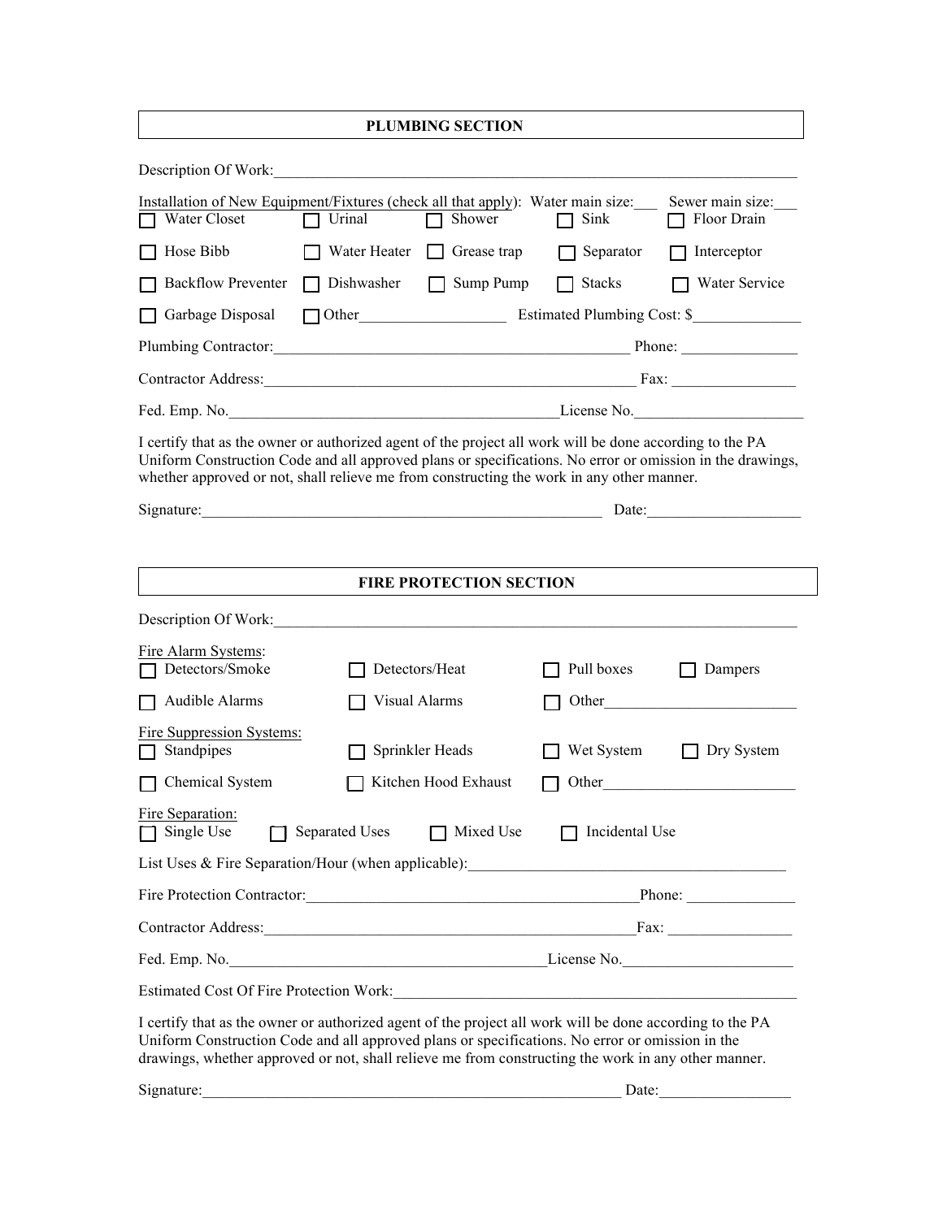## PLUMBING SECTION

Description Of Work:_______________________________________________________________________

Installation of New Equipment/Fixtures (check all that apply): Water main size:___ Sewer main size:___

☐ Water Closet ☐ Urinal ☐ Shower ☐ Sink ☐ Floor Drain

☐ Hose Bibb ☐ Water Heater ☐ Grease trap ☐ Separator ☐ Interceptor

☐ Backflow Preventer ☐ Dishwasher ☐ Sump Pump ☐ Stacks ☐ Water Service

☐ Garbage Disposal ☐ Other__________________ Estimated Plumbing Cost: $_____________

Plumbing Contractor:_____________________________________________ Phone: _______________

Contractor Address:_________________________________________________ Fax: ________________

Fed. Emp. No.____________________________________________License No._____________________

I certify that as the owner or authorized agent of the project all work will be done according to the PA Uniform Construction Code and all approved plans or specifications. No error or omission in the drawings, whether approved or not, shall relieve me from constructing the work in any other manner.

Signature:_____________________________________________________ Date:____________________

## FIRE PROTECTION SECTION

Description Of Work:_______________________________________________________________________

Fire Alarm Systems:

☐ Detectors/Smoke ☐ Detectors/Heat ☐ Pull boxes ☐ Dampers

☐ Audible Alarms ☐ Visual Alarms ☐ Other________________________

Fire Suppression Systems:

☐ Standpipes ☐ Sprinkler Heads ☐ Wet System ☐ Dry System

☐ Chemical System ☐ Kitchen Hood Exhaust ☐ Other________________________

Fire Separation:

☐ Single Use ☐ Separated Uses ☐ Mixed Use ☐ Incidental Use

List Uses & Fire Separation/Hour (when applicable):_________________________________________

Fire Protection Contractor:__________________________________________Phone: ______________

Contractor Address:_________________________________________________Fax: ________________

Fed. Emp. No.__________________________________________License No.______________________

Estimated Cost Of Fire Protection Work:____________________________________________________

I certify that as the owner or authorized agent of the project all work will be done according to the PA Uniform Construction Code and all approved plans or specifications. No error or omission in the drawings, whether approved or not, shall relieve me from constructing the work in any other manner.

Signature:________________________________________________________ Date:_________________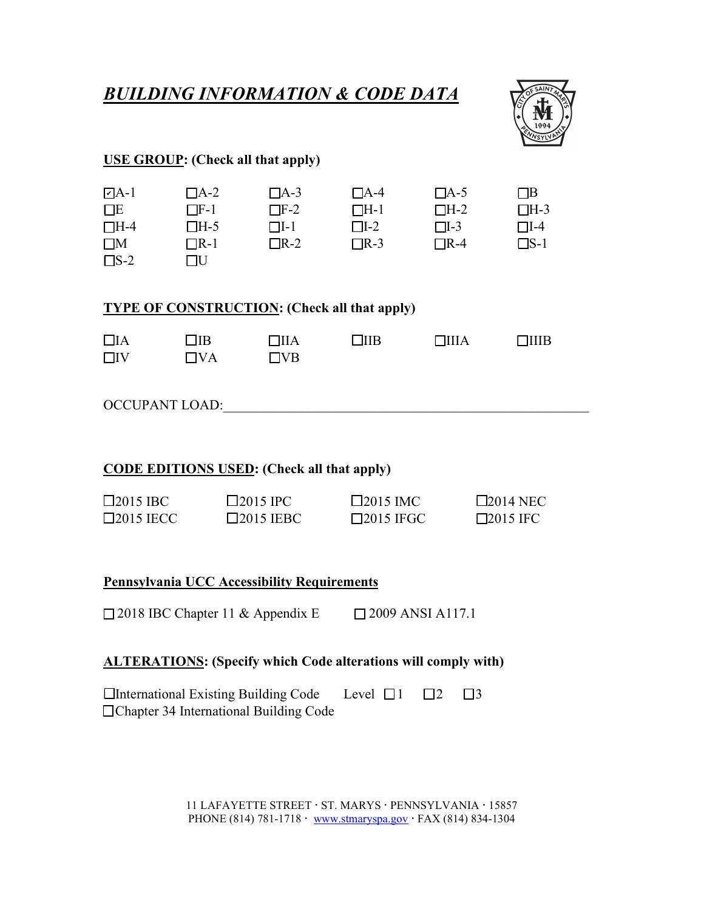# ***BUILDING INFORMATION & CODE DATA***

**USE GROUP: (Check all that apply)**

| | | | | | |
|---|---|---|---|---|---|
| ☑A-1 | ☐A-2 | ☐A-3 | ☐A-4 | ☐A-5 | ☐B |
| ☐E | ☐F-1 | ☐F-2 | ☐H-1 | ☐H-2 | ☐H-3 |
| ☐H-4 | ☐H-5 | ☐I-1 | ☐I-2 | ☐I-3 | ☐I-4 |
| ☐M | ☐R-1 | ☐R-2 | ☐R-3 | ☐R-4 | ☐S-1 |
| ☐S-2 | ☐U | | | | |

**TYPE OF CONSTRUCTION: (Check all that apply)**

| | | | | | |
|---|---|---|---|---|---|
| ☐IA | ☐IB | ☐IIA | ☐IIB | ☐IIIA | ☐IIIB |
| ☐IV | ☐VA | ☐VB | | | |

OCCUPANT LOAD:\_\_\_\_\_\_\_\_\_\_\_\_\_\_\_\_\_\_\_\_\_\_\_\_\_\_\_\_\_\_\_\_\_\_\_\_\_\_\_\_\_\_\_\_\_\_\_\_\_\_\_\_\_\_

**CODE EDITIONS USED: (Check all that apply)**

| | | | |
|---|---|---|---|
| ☐2015 IBC | ☐2015 IPC | ☐2015 IMC | ☐2014 NEC |
| ☐2015 IECC | ☐2015 IEBC | ☐2015 IFGC | ☐2015 IFC |

**Pennsylvania UCC Accessibility Requirements**

☐ 2018 IBC Chapter 11 & Appendix E ☐ 2009 ANSI A117.1

**ALTERATIONS: (Specify which Code alterations will comply with)**

☐International Existing Building Code Level ☐1 ☐2 ☐3
☐Chapter 34 International Building Code

11 LAFAYETTE STREET · ST. MARYS · PENNSYLVANIA · 15857
PHONE (814) 781-1718 · www.stmaryspa.gov · FAX (814) 834-1304